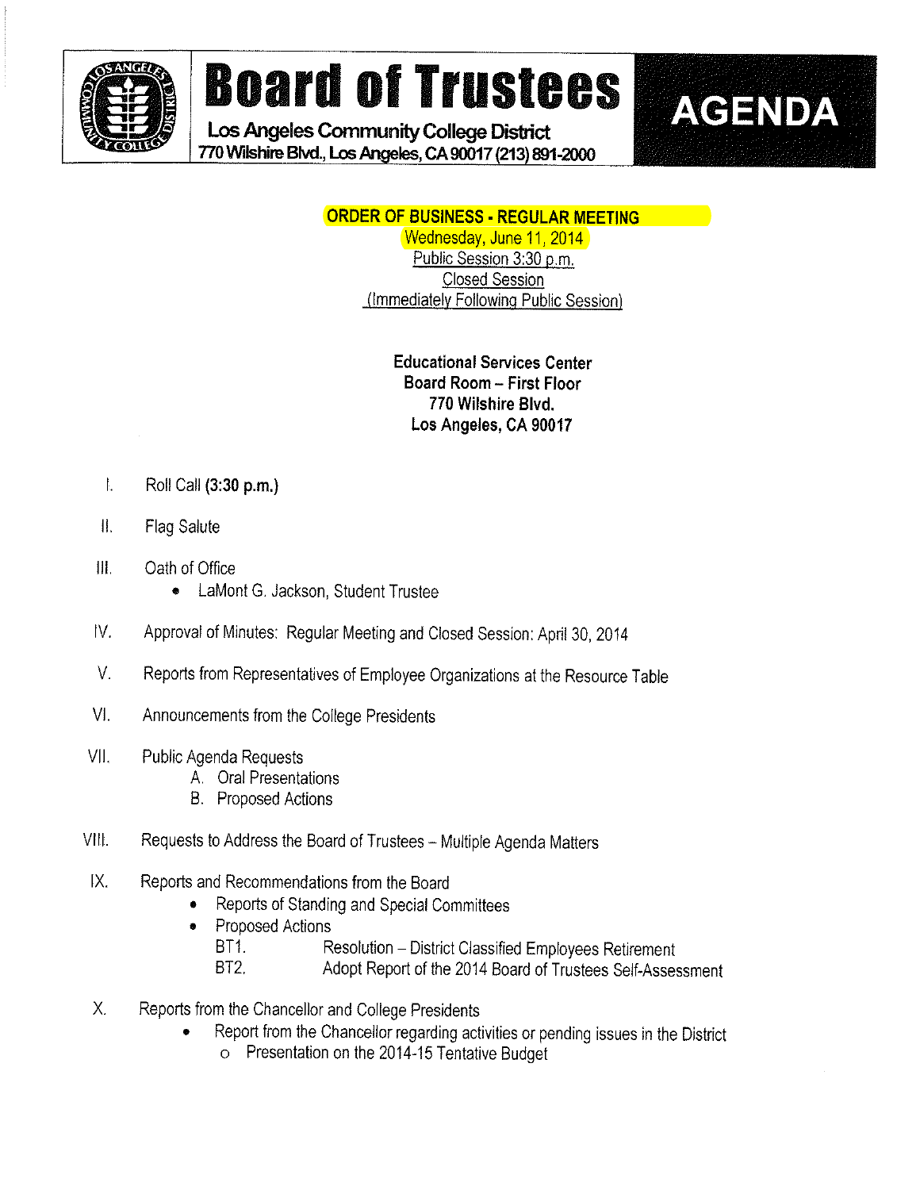# Board of Trustees

**Los Angeles Community College District**
**770 Wilshire Blvd., Los Angeles, CA 90017 (213) 891-2000**

# AGENDA

**ORDER OF BUSINESS - REGULAR MEETING**
Wednesday, June 11, 2014
Public Session 3:30 p.m.
Closed Session
(Immediately Following Public Session)

**Educational Services Center**
**Board Room – First Floor**
**770 Wilshire Blvd.**
**Los Angeles, CA 90017**

I. Roll Call **(3:30 p.m.)**

II. Flag Salute

III. Oath of Office
   - LaMont G. Jackson, Student Trustee

IV. Approval of Minutes: Regular Meeting and Closed Session: April 30, 2014

V. Reports from Representatives of Employee Organizations at the Resource Table

VI. Announcements from the College Presidents

VII. Public Agenda Requests
   A. Oral Presentations
   B. Proposed Actions

VIII. Requests to Address the Board of Trustees – Multiple Agenda Matters

IX. Reports and Recommendations from the Board
   - Reports of Standing and Special Committees
   - Proposed Actions
     - BT1. Resolution – District Classified Employees Retirement
     - BT2. Adopt Report of the 2014 Board of Trustees Self-Assessment

X. Reports from the Chancellor and College Presidents
   - Report from the Chancellor regarding activities or pending issues in the District
     - Presentation on the 2014-15 Tentative Budget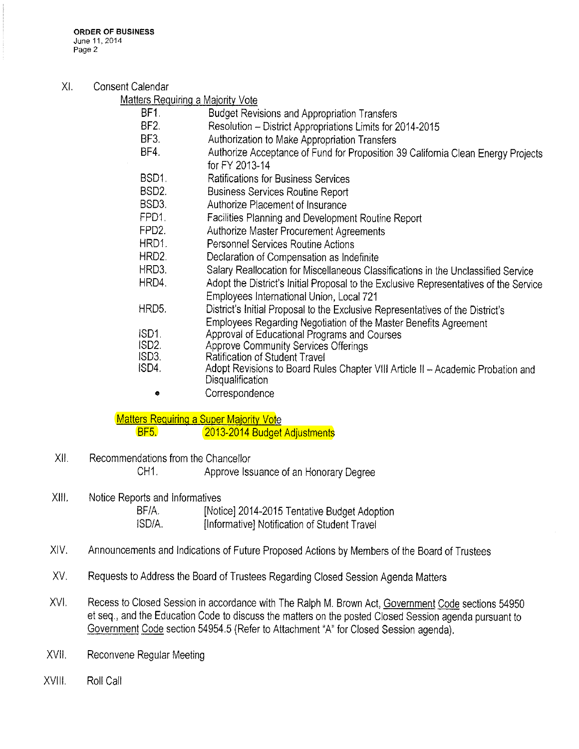XI. Consent Calendar

<u>Matters Requiring a Majority Vote</u>

- BF1. Budget Revisions and Appropriation Transfers
- BF2. Resolution – District Appropriations Limits for 2014-2015
- BF3. Authorization to Make Appropriation Transfers
- BF4. Authorize Acceptance of Fund for Proposition 39 California Clean Energy Projects for FY 2013-14
- BSD1. Ratifications for Business Services
- BSD2. Business Services Routine Report
- BSD3. Authorize Placement of Insurance
- FPD1. Facilities Planning and Development Routine Report
- FPD2. Authorize Master Procurement Agreements
- HRD1. Personnel Services Routine Actions
- HRD2. Declaration of Compensation as Indefinite
- HRD3. Salary Reallocation for Miscellaneous Classifications in the Unclassified Service
- HRD4. Adopt the District's Initial Proposal to the Exclusive Representatives of the Service Employees International Union, Local 721
- HRD5. District's Initial Proposal to the Exclusive Representatives of the District's Employees Regarding Negotiation of the Master Benefits Agreement
- ISD1. Approval of Educational Programs and Courses
- ISD2. Approve Community Services Offerings
- ISD3. Ratification of Student Travel
- ISD4. Adopt Revisions to Board Rules Chapter VIII Article II – Academic Probation and Disqualification
- Correspondence

<u>Matters Requiring a Super Majority Vote</u>

- BF5. 2013-2014 Budget Adjustments

XII. Recommendations from the Chancellor

- CH1. Approve Issuance of an Honorary Degree

XIII. Notice Reports and Informatives

- BF/A. [Notice] 2014-2015 Tentative Budget Adoption
- ISD/A. [Informative] Notification of Student Travel

XIV. Announcements and Indications of Future Proposed Actions by Members of the Board of Trustees

XV. Requests to Address the Board of Trustees Regarding Closed Session Agenda Matters

XVI. Recess to Closed Session in accordance with The Ralph M. Brown Act, <u>Government Code</u> sections 54950 et seq., and the Education Code to discuss the matters on the posted Closed Session agenda pursuant to <u>Government Code</u> section 54954.5 (Refer to Attachment "A" for Closed Session agenda).

XVII. Reconvene Regular Meeting

XVIII. Roll Call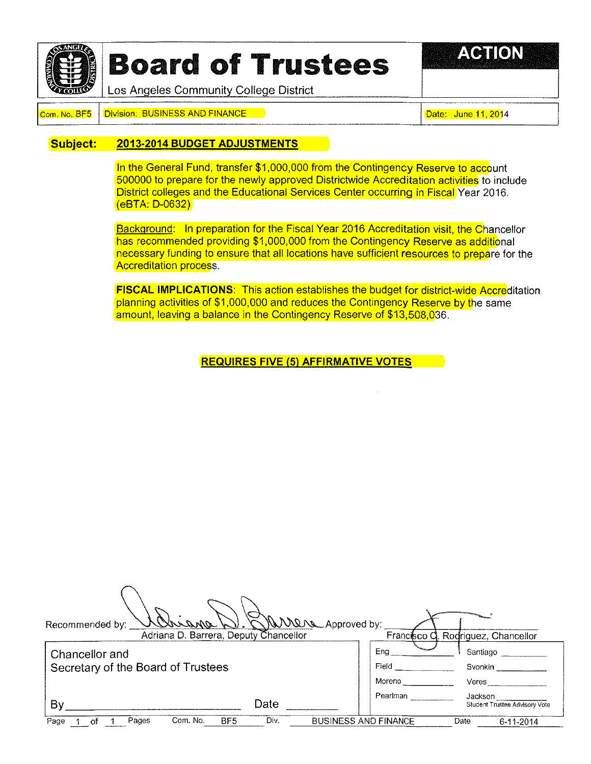# Board of Trustees

Los Angeles Community College District

**ACTION**

| Com. No. BF5 | Division: BUSINESS AND FINANCE | Date: June 11, 2014 |
|---|---|---|

**Subject:** **2013-2014 BUDGET ADJUSTMENTS**

In the General Fund, transfer $1,000,000 from the Contingency Reserve to account 500000 to prepare for the newly approved Districtwide Accreditation activities to include District colleges and the Educational Services Center occurring in Fiscal Year 2016. (eBTA: D-0632)

Background: In preparation for the Fiscal Year 2016 Accreditation visit, the Chancellor has recommended providing $1,000,000 from the Contingency Reserve as additional necessary funding to ensure that all locations have sufficient resources to prepare for the Accreditation process.

**FISCAL IMPLICATIONS**: This action establishes the budget for district-wide Accreditation planning activities of $1,000,000 and reduces the Contingency Reserve by the same amount, leaving a balance in the Contingency Reserve of $13,508,036.

**REQUIRES FIVE (5) AFFIRMATIVE VOTES**

Recommended by: Adriana D. Barrera, Deputy Chancellor

Approved by: Francisco C. Rodriguez, Chancellor

Chancellor and Secretary of the Board of Trustees

By \_\_\_\_\_\_\_\_\_\_ Date \_\_\_\_\_\_\_\_\_\_

| | |
|---|---|
| Eng \_\_\_\_\_\_ | Santiago \_\_\_\_\_\_ |
| Field \_\_\_\_\_\_ | Svonkin \_\_\_\_\_\_ |
| Moreno \_\_\_\_\_\_ | Veres \_\_\_\_\_\_ |
| Pearlman \_\_\_\_\_\_ | Jackson \_\_\_\_\_\_ Student Trustee Advisory Vote |

Page 1 of 1 Pages Com. No. BF5 Div. BUSINESS AND FINANCE Date 6-11-2014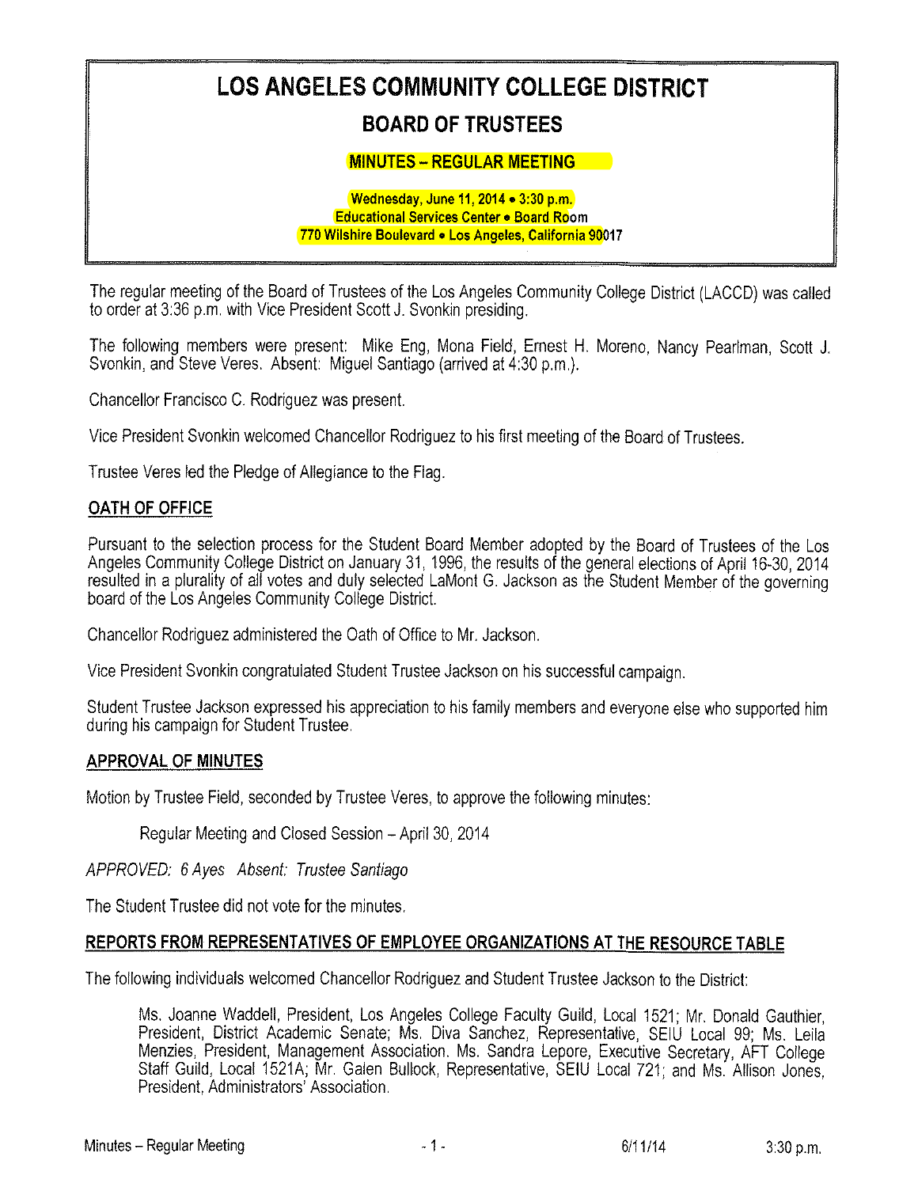# LOS ANGELES COMMUNITY COLLEGE DISTRICT

## BOARD OF TRUSTEES

### MINUTES – REGULAR MEETING

**Wednesday, June 11, 2014 • 3:30 p.m.**
**Educational Services Center • Board Room**
**770 Wilshire Boulevard • Los Angeles, California 90017**

The regular meeting of the Board of Trustees of the Los Angeles Community College District (LACCD) was called to order at 3:36 p.m. with Vice President Scott J. Svonkin presiding.

The following members were present: Mike Eng, Mona Field, Ernest H. Moreno, Nancy Pearlman, Scott J. Svonkin, and Steve Veres. Absent: Miguel Santiago (arrived at 4:30 p.m.).

Chancellor Francisco C. Rodriguez was present.

Vice President Svonkin welcomed Chancellor Rodriguez to his first meeting of the Board of Trustees.

Trustee Veres led the Pledge of Allegiance to the Flag.

## OATH OF OFFICE

Pursuant to the selection process for the Student Board Member adopted by the Board of Trustees of the Los Angeles Community College District on January 31, 1996, the results of the general elections of April 16-30, 2014 resulted in a plurality of all votes and duly selected LaMont G. Jackson as the Student Member of the governing board of the Los Angeles Community College District.

Chancellor Rodriguez administered the Oath of Office to Mr. Jackson.

Vice President Svonkin congratulated Student Trustee Jackson on his successful campaign.

Student Trustee Jackson expressed his appreciation to his family members and everyone else who supported him during his campaign for Student Trustee.

## APPROVAL OF MINUTES

Motion by Trustee Field, seconded by Trustee Veres, to approve the following minutes:

> Regular Meeting and Closed Session – April 30, 2014

*APPROVED: 6 Ayes Absent: Trustee Santiago*

The Student Trustee did not vote for the minutes.

## REPORTS FROM REPRESENTATIVES OF EMPLOYEE ORGANIZATIONS AT THE RESOURCE TABLE

The following individuals welcomed Chancellor Rodriguez and Student Trustee Jackson to the District:

> Ms. Joanne Waddell, President, Los Angeles College Faculty Guild, Local 1521; Mr. Donald Gauthier, President, District Academic Senate; Ms. Diva Sanchez, Representative, SEIU Local 99; Ms. Leila Menzies, President, Management Association. Ms. Sandra Lepore, Executive Secretary, AFT College Staff Guild, Local 1521A; Mr. Galen Bullock, Representative, SEIU Local 721; and Ms. Allison Jones, President, Administrators' Association.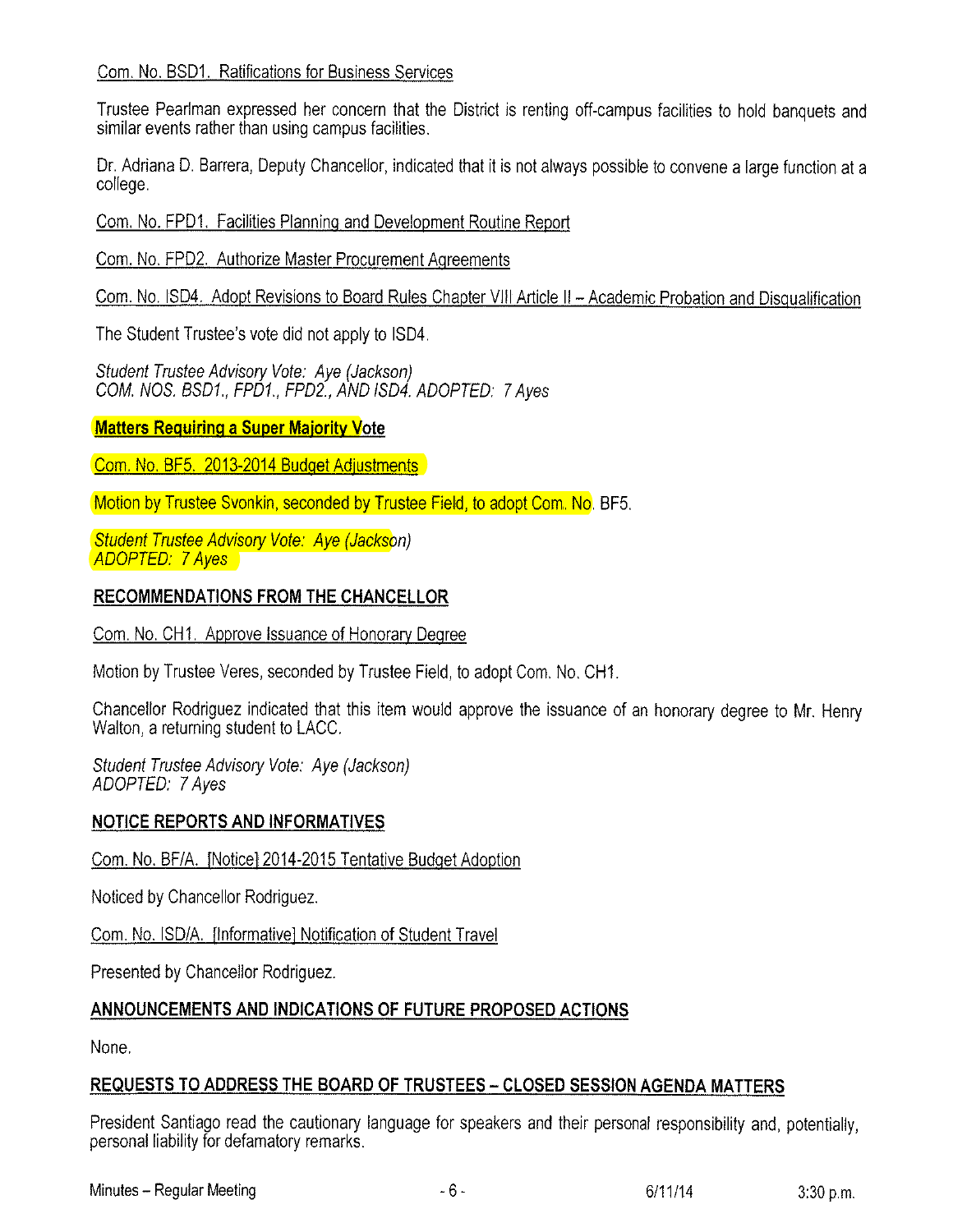Com. No. BSD1. Ratifications for Business Services

Trustee Pearlman expressed her concern that the District is renting off-campus facilities to hold banquets and similar events rather than using campus facilities.

Dr. Adriana D. Barrera, Deputy Chancellor, indicated that it is not always possible to convene a large function at a college.

Com. No. FPD1. Facilities Planning and Development Routine Report

Com. No. FPD2. Authorize Master Procurement Agreements

Com. No. ISD4. Adopt Revisions to Board Rules Chapter VIII Article II – Academic Probation and Disqualification

The Student Trustee's vote did not apply to ISD4.

*Student Trustee Advisory Vote: Aye (Jackson)*
*COM. NOS. BSD1., FPD1., FPD2., AND ISD4. ADOPTED: 7 Ayes*

**Matters Requiring a Super Majority Vote**

Com. No. BF5. 2013-2014 Budget Adjustments

Motion by Trustee Svonkin, seconded by Trustee Field, to adopt Com. No. BF5.

*Student Trustee Advisory Vote: Aye (Jackson)*
*ADOPTED: 7 Ayes*

## RECOMMENDATIONS FROM THE CHANCELLOR

Com. No. CH1. Approve Issuance of Honorary Degree

Motion by Trustee Veres, seconded by Trustee Field, to adopt Com. No. CH1.

Chancellor Rodriguez indicated that this item would approve the issuance of an honorary degree to Mr. Henry Walton, a returning student to LACC.

*Student Trustee Advisory Vote: Aye (Jackson)*
*ADOPTED: 7 Ayes*

## NOTICE REPORTS AND INFORMATIVES

Com. No. BF/A. [Notice] 2014-2015 Tentative Budget Adoption

Noticed by Chancellor Rodriguez.

Com. No. ISD/A. [Informative] Notification of Student Travel

Presented by Chancellor Rodriguez.

## ANNOUNCEMENTS AND INDICATIONS OF FUTURE PROPOSED ACTIONS

None.

## REQUESTS TO ADDRESS THE BOARD OF TRUSTEES – CLOSED SESSION AGENDA MATTERS

President Santiago read the cautionary language for speakers and their personal responsibility and, potentially, personal liability for defamatory remarks.